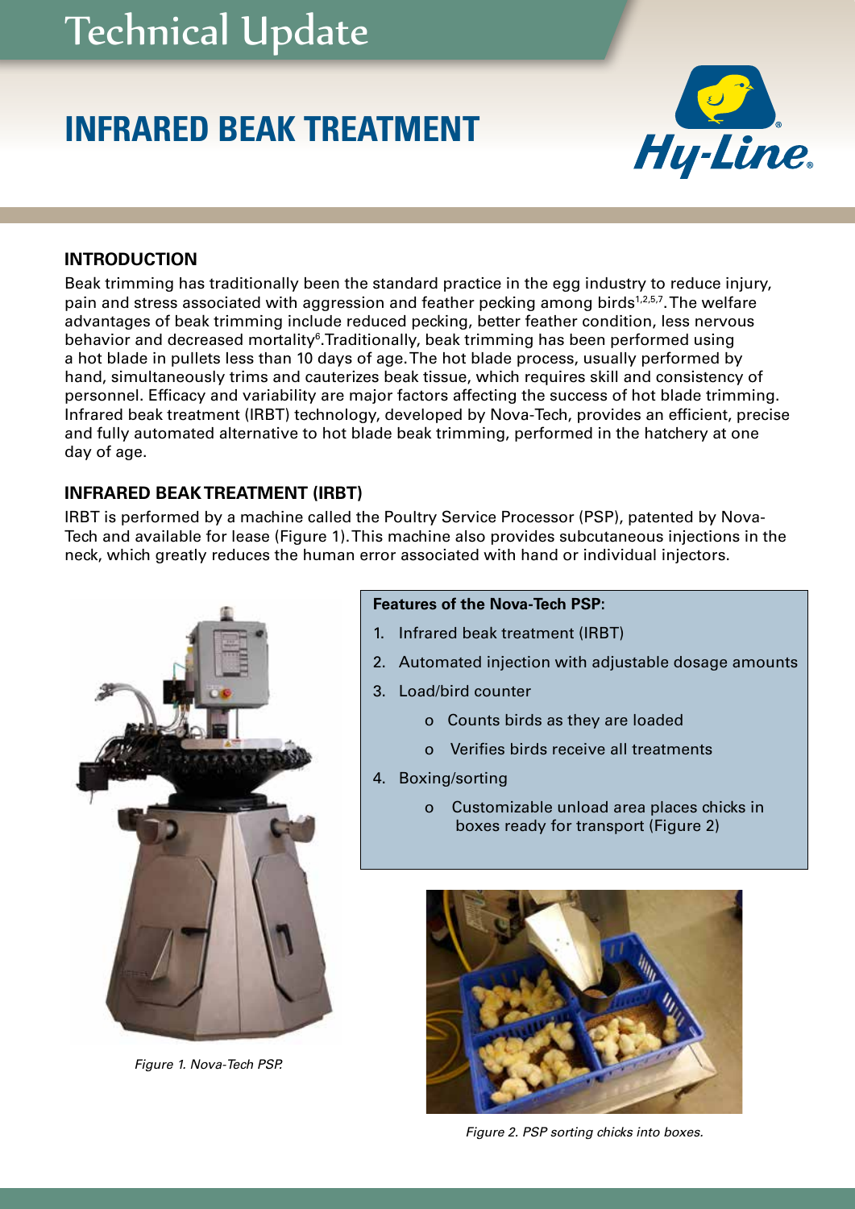# Technical Update

# INFRARED BEAK TREATMENT

## INTRODUCTION

Beak trimming has traditionally been the standard practice in the egg industry to reduce injury, pain and stress associated with aggression and feather pecking among birds[1,2,5,7]. The welfare advantages of beak trimming include reduced pecking, better feather condition, less nervous behavior and decreased mortality[6]. Traditionally, beak trimming has been performed using a hot blade in pullets less than 10 days of age. The hot blade process, usually performed by hand, simultaneously trims and cauterizes beak tissue, which requires skill and consistency of personnel. Efficacy and variability are major factors affecting the success of hot blade trimming. Infrared beak treatment (IRBT) technology, developed by Nova-Tech, provides an efficient, precise and fully automated alternative to hot blade beak trimming, performed in the hatchery at one day of age.

## INFRARED BEAK TREATMENT (IRBT)

IRBT is performed by a machine called the Poultry Service Processor (PSP), patented by Nova-Tech and available for lease (Figure 1). This machine also provides subcutaneous injections in the neck, which greatly reduces the human error associated with hand or individual injectors.

**Features of the Nova-Tech PSP:**

1. Infrared beak treatment (IRBT)
2. Automated injection with adjustable dosage amounts
3. Load/bird counter
   - Counts birds as they are loaded
   - Verifies birds receive all treatments
4. Boxing/sorting
   - Customizable unload area places chicks in boxes ready for transport (Figure 2)

*Figure 1. Nova-Tech PSP.*

*Figure 2. PSP sorting chicks into boxes.*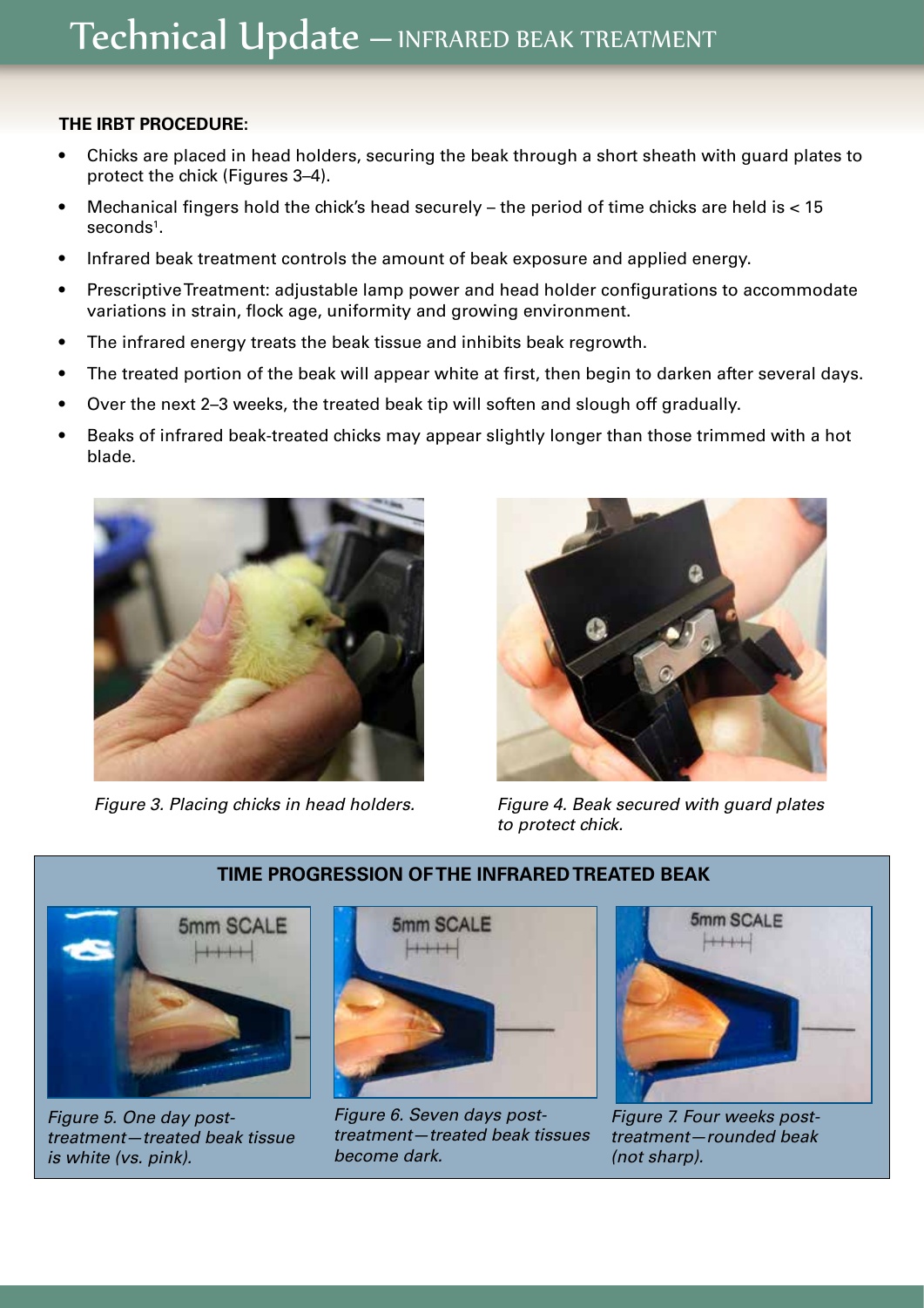### THE IRBT PROCEDURE:

- Chicks are placed in head holders, securing the beak through a short sheath with guard plates to protect the chick (Figures 3–4).
- Mechanical fingers hold the chick's head securely – the period of time chicks are held is < 15 seconds[1].
- Infrared beak treatment controls the amount of beak exposure and applied energy.
- Prescriptive Treatment: adjustable lamp power and head holder configurations to accommodate variations in strain, flock age, uniformity and growing environment.
- The infrared energy treats the beak tissue and inhibits beak regrowth.
- The treated portion of the beak will appear white at first, then begin to darken after several days.
- Over the next 2–3 weeks, the treated beak tip will soften and slough off gradually.
- Beaks of infrared beak-treated chicks may appear slightly longer than those trimmed with a hot blade.

*Figure 3. Placing chicks in head holders.*

*Figure 4. Beak secured with guard plates to protect chick.*

### TIME PROGRESSION OF THE INFRARED TREATED BEAK

*Figure 5. One day post-treatment—treated beak tissue is white (vs. pink).*

*Figure 6. Seven days post-treatment—treated beak tissues become dark.*

*Figure 7. Four weeks post-treatment—rounded beak (not sharp).*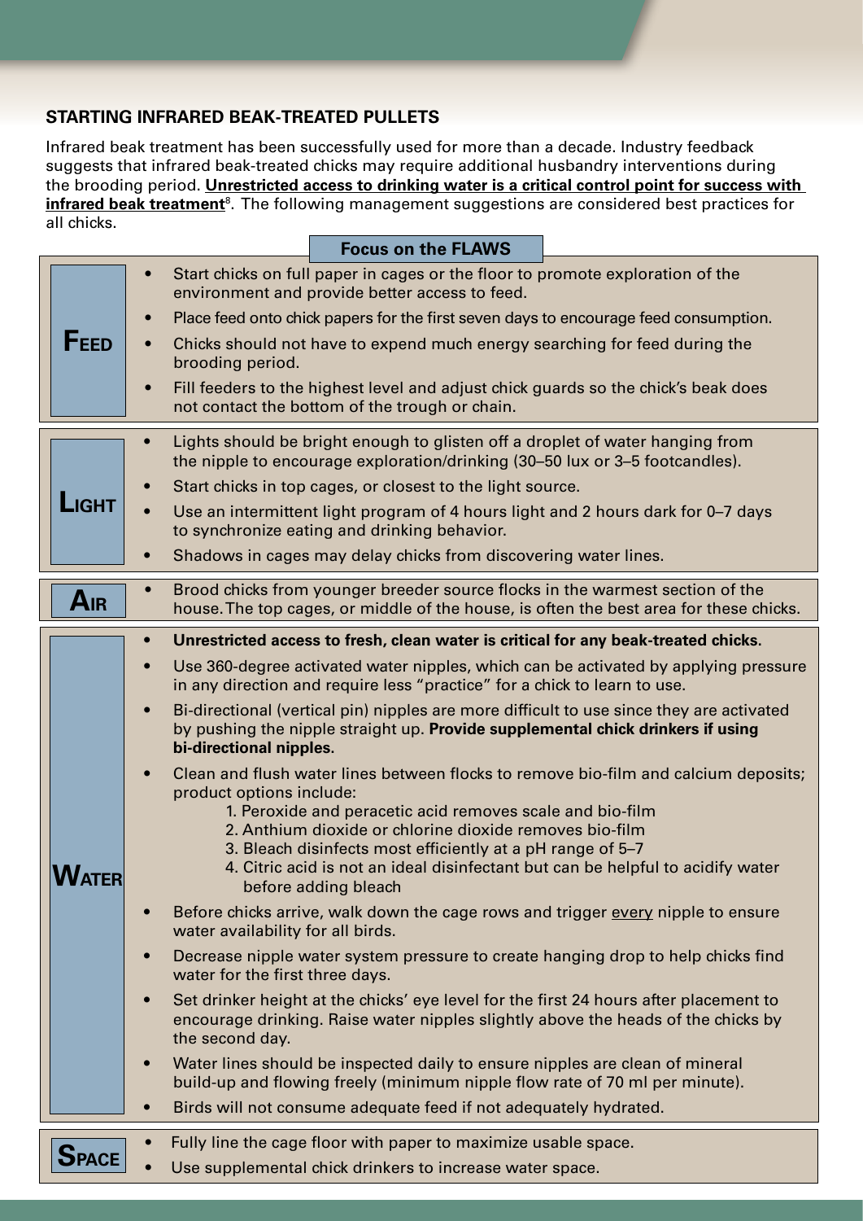## STARTING INFRARED BEAK-TREATED PULLETS

Infrared beak treatment has been successfully used for more than a decade. Industry feedback suggests that infrared beak-treated chicks may require additional husbandry interventions during the brooding period. **Unrestricted access to drinking water is a critical control point for success with infrared beak treatment**[8]. The following management suggestions are considered best practices for all chicks.

### Focus on the FLAWS

**FEED**

- Start chicks on full paper in cages or the floor to promote exploration of the environment and provide better access to feed.
- Place feed onto chick papers for the first seven days to encourage feed consumption.
- Chicks should not have to expend much energy searching for feed during the brooding period.
- Fill feeders to the highest level and adjust chick guards so the chick's beak does not contact the bottom of the trough or chain.

**LIGHT**

- Lights should be bright enough to glisten off a droplet of water hanging from the nipple to encourage exploration/drinking (30–50 lux or 3–5 footcandles).
- Start chicks in top cages, or closest to the light source.
- Use an intermittent light program of 4 hours light and 2 hours dark for 0–7 days to synchronize eating and drinking behavior.
- Shadows in cages may delay chicks from discovering water lines.

**AIR**

- Brood chicks from younger breeder source flocks in the warmest section of the house. The top cages, or middle of the house, is often the best area for these chicks.

**WATER**

- **Unrestricted access to fresh, clean water is critical for any beak-treated chicks.**
- Use 360-degree activated water nipples, which can be activated by applying pressure in any direction and require less "practice" for a chick to learn to use.
- Bi-directional (vertical pin) nipples are more difficult to use since they are activated by pushing the nipple straight up. **Provide supplemental chick drinkers if using bi-directional nipples.**
- Clean and flush water lines between flocks to remove bio-film and calcium deposits; product options include:
  1. Peroxide and peracetic acid removes scale and bio-film
  2. Anthium dioxide or chlorine dioxide removes bio-film
  3. Bleach disinfects most efficiently at a pH range of 5–7
  4. Citric acid is not an ideal disinfectant but can be helpful to acidify water before adding bleach
- Before chicks arrive, walk down the cage rows and trigger every nipple to ensure water availability for all birds.
- Decrease nipple water system pressure to create hanging drop to help chicks find water for the first three days.
- Set drinker height at the chicks' eye level for the first 24 hours after placement to encourage drinking. Raise water nipples slightly above the heads of the chicks by the second day.
- Water lines should be inspected daily to ensure nipples are clean of mineral build-up and flowing freely (minimum nipple flow rate of 70 ml per minute).
- Birds will not consume adequate feed if not adequately hydrated.

**SPACE**

- Fully line the cage floor with paper to maximize usable space.
- Use supplemental chick drinkers to increase water space.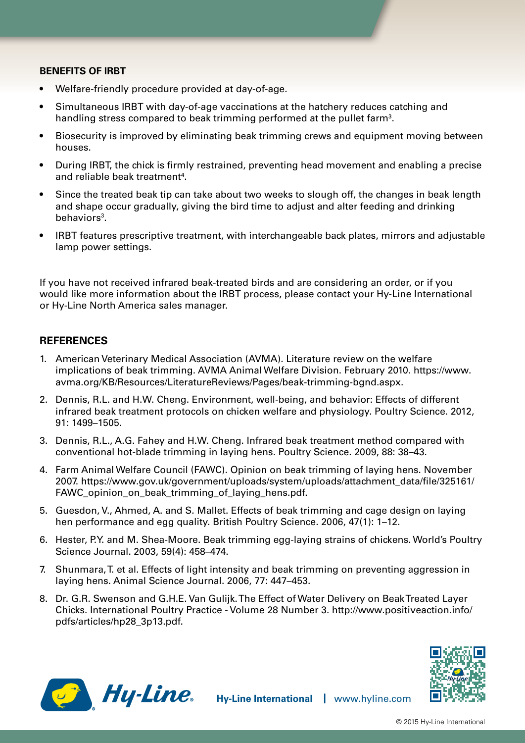## BENEFITS OF IRBT

- Welfare-friendly procedure provided at day-of-age.
- Simultaneous IRBT with day-of-age vaccinations at the hatchery reduces catching and handling stress compared to beak trimming performed at the pullet farm[3].
- Biosecurity is improved by eliminating beak trimming crews and equipment moving between houses.
- During IRBT, the chick is firmly restrained, preventing head movement and enabling a precise and reliable beak treatment[4].
- Since the treated beak tip can take about two weeks to slough off, the changes in beak length and shape occur gradually, giving the bird time to adjust and alter feeding and drinking behaviors[3].
- IRBT features prescriptive treatment, with interchangeable back plates, mirrors and adjustable lamp power settings.

If you have not received infrared beak-treated birds and are considering an order, or if you would like more information about the IRBT process, please contact your Hy-Line International or Hy-Line North America sales manager.

## REFERENCES

1. American Veterinary Medical Association (AVMA). Literature review on the welfare implications of beak trimming. AVMA Animal Welfare Division. February 2010. https://www.avma.org/KB/Resources/LiteratureReviews/Pages/beak-trimming-bgnd.aspx.
2. Dennis, R.L. and H.W. Cheng. Environment, well-being, and behavior: Effects of different infrared beak treatment protocols on chicken welfare and physiology. Poultry Science. 2012, 91: 1499–1505.
3. Dennis, R.L., A.G. Fahey and H.W. Cheng. Infrared beak treatment method compared with conventional hot-blade trimming in laying hens. Poultry Science. 2009, 88: 38–43.
4. Farm Animal Welfare Council (FAWC). Opinion on beak trimming of laying hens. November 2007. https://www.gov.uk/government/uploads/system/uploads/attachment_data/file/325161/FAWC_opinion_on_beak_trimming_of_laying_hens.pdf.
5. Guesdon, V., Ahmed, A. and S. Mallet. Effects of beak trimming and cage design on laying hen performance and egg quality. British Poultry Science. 2006, 47(1): 1–12.
6. Hester, P.Y. and M. Shea-Moore. Beak trimming egg-laying strains of chickens. World's Poultry Science Journal. 2003, 59(4): 458–474.
7. Shunmara, T. et al. Effects of light intensity and beak trimming on preventing aggression in laying hens. Animal Science Journal. 2006, 77: 447–453.
8. Dr. G.R. Swenson and G.H.E. Van Gulijk. The Effect of Water Delivery on Beak Treated Layer Chicks. International Poultry Practice - Volume 28 Number 3. http://www.positiveaction.info/pdfs/articles/hp28_3p13.pdf.

Hy-Line International | www.hyline.com

© 2015 Hy-Line International